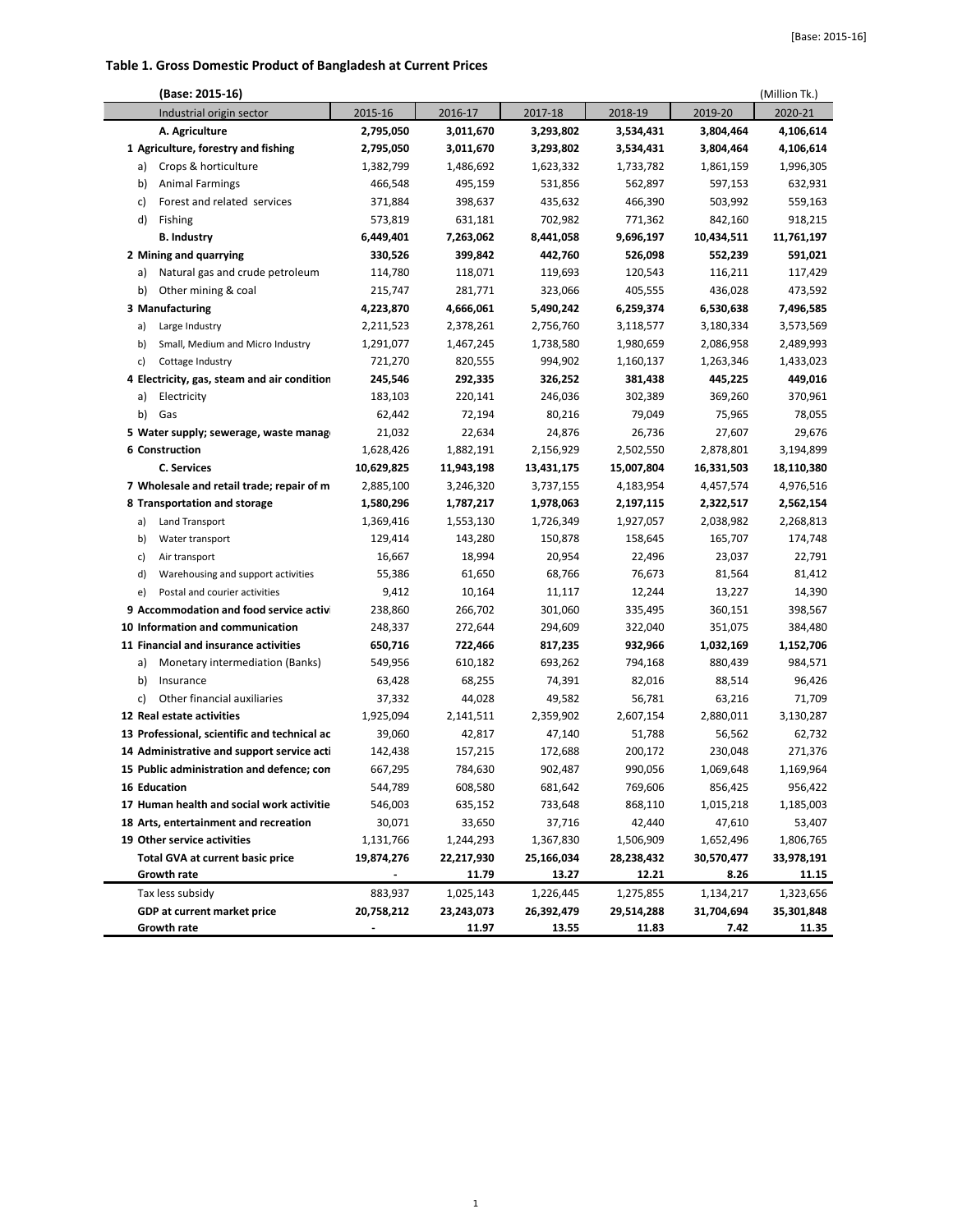## Table 1. Gross Domestic Product of Bangladesh at Current Prices

(Base: 2015-16) (Million Tk.)

| Industrial origin sector | 2015-16 | 2016-17 | 2017-18 | 2018-19 | 2019-20 | 2020-21 |
|---|---|---|---|---|---|---|
| **A. Agriculture** | **2,795,050** | **3,011,670** | **3,293,802** | **3,534,431** | **3,804,464** | **4,106,614** |
| **1 Agriculture, forestry and fishing** | **2,795,050** | **3,011,670** | **3,293,802** | **3,534,431** | **3,804,464** | **4,106,614** |
| a) Crops & horticulture | 1,382,799 | 1,486,692 | 1,623,332 | 1,733,782 | 1,861,159 | 1,996,305 |
| b) Animal Farmings | 466,548 | 495,159 | 531,856 | 562,897 | 597,153 | 632,931 |
| c) Forest and related services | 371,884 | 398,637 | 435,632 | 466,390 | 503,992 | 559,163 |
| d) Fishing | 573,819 | 631,181 | 702,982 | 771,362 | 842,160 | 918,215 |
| **B. Industry** | **6,449,401** | **7,263,062** | **8,441,058** | **9,696,197** | **10,434,511** | **11,761,197** |
| **2 Mining and quarrying** | **330,526** | **399,842** | **442,760** | **526,098** | **552,239** | **591,021** |
| a) Natural gas and crude petroleum | 114,780 | 118,071 | 119,693 | 120,543 | 116,211 | 117,429 |
| b) Other mining & coal | 215,747 | 281,771 | 323,066 | 405,555 | 436,028 | 473,592 |
| **3 Manufacturing** | **4,223,870** | **4,666,061** | **5,490,242** | **6,259,374** | **6,530,638** | **7,496,585** |
| a) Large Industry | 2,211,523 | 2,378,261 | 2,756,760 | 3,118,577 | 3,180,334 | 3,573,569 |
| b) Small, Medium and Micro Industry | 1,291,077 | 1,467,245 | 1,738,580 | 1,980,659 | 2,086,958 | 2,489,993 |
| c) Cottage Industry | 721,270 | 820,555 | 994,902 | 1,160,137 | 1,263,346 | 1,433,023 |
| **4 Electricity, gas, steam and air condition** | **245,546** | **292,335** | **326,252** | **381,438** | **445,225** | **449,016** |
| a) Electricity | 183,103 | 220,141 | 246,036 | 302,389 | 369,260 | 370,961 |
| b) Gas | 62,442 | 72,194 | 80,216 | 79,049 | 75,965 | 78,055 |
| **5 Water supply; sewerage, waste manag** | 21,032 | 22,634 | 24,876 | 26,736 | 27,607 | 29,676 |
| **6 Construction** | 1,628,426 | 1,882,191 | 2,156,929 | 2,502,550 | 2,878,801 | 3,194,899 |
| **C. Services** | **10,629,825** | **11,943,198** | **13,431,175** | **15,007,804** | **16,331,503** | **18,110,380** |
| **7 Wholesale and retail trade; repair of m** | 2,885,100 | 3,246,320 | 3,737,155 | 4,183,954 | 4,457,574 | 4,976,516 |
| **8 Transportation and storage** | **1,580,296** | **1,787,217** | **1,978,063** | **2,197,115** | **2,322,517** | **2,562,154** |
| a) Land Transport | 1,369,416 | 1,553,130 | 1,726,349 | 1,927,057 | 2,038,982 | 2,268,813 |
| b) Water transport | 129,414 | 143,280 | 150,878 | 158,645 | 165,707 | 174,748 |
| c) Air transport | 16,667 | 18,994 | 20,954 | 22,496 | 23,037 | 22,791 |
| d) Warehousing and support activities | 55,386 | 61,650 | 68,766 | 76,673 | 81,564 | 81,412 |
| e) Postal and courier activities | 9,412 | 10,164 | 11,117 | 12,244 | 13,227 | 14,390 |
| **9 Accommodation and food service activi** | 238,860 | 266,702 | 301,060 | 335,495 | 360,151 | 398,567 |
| **10 Information and communication** | 248,337 | 272,644 | 294,609 | 322,040 | 351,075 | 384,480 |
| **11 Financial and insurance activities** | **650,716** | **722,466** | **817,235** | **932,966** | **1,032,169** | **1,152,706** |
| a) Monetary intermediation (Banks) | 549,956 | 610,182 | 693,262 | 794,168 | 880,439 | 984,571 |
| b) Insurance | 63,428 | 68,255 | 74,391 | 82,016 | 88,514 | 96,426 |
| c) Other financial auxiliaries | 37,332 | 44,028 | 49,582 | 56,781 | 63,216 | 71,709 |
| **12 Real estate activities** | 1,925,094 | 2,141,511 | 2,359,902 | 2,607,154 | 2,880,011 | 3,130,287 |
| **13 Professional, scientific and technical ac** | 39,060 | 42,817 | 47,140 | 51,788 | 56,562 | 62,732 |
| **14 Administrative and support service acti** | 142,438 | 157,215 | 172,688 | 200,172 | 230,048 | 271,376 |
| **15 Public administration and defence; con** | 667,295 | 784,630 | 902,487 | 990,056 | 1,069,648 | 1,169,964 |
| **16 Education** | 544,789 | 608,580 | 681,642 | 769,606 | 856,425 | 956,422 |
| **17 Human health and social work activitie** | 546,003 | 635,152 | 733,648 | 868,110 | 1,015,218 | 1,185,003 |
| **18 Arts, entertainment and recreation** | 30,071 | 33,650 | 37,716 | 42,440 | 47,610 | 53,407 |
| **19 Other service activities** | 1,131,766 | 1,244,293 | 1,367,830 | 1,506,909 | 1,652,496 | 1,806,765 |
| **Total GVA at current basic price** | **19,874,276** | **22,217,930** | **25,166,034** | **28,238,432** | **30,570,477** | **33,978,191** |
| **Growth rate** | **-** | **11.79** | **13.27** | **12.21** | **8.26** | **11.15** |
| Tax less subsidy | 883,937 | 1,025,143 | 1,226,445 | 1,275,855 | 1,134,217 | 1,323,656 |
| **GDP at current market price** | **20,758,212** | **23,243,073** | **26,392,479** | **29,514,288** | **31,704,694** | **35,301,848** |
| **Growth rate** | **-** | **11.97** | **13.55** | **11.83** | **7.42** | **11.35** |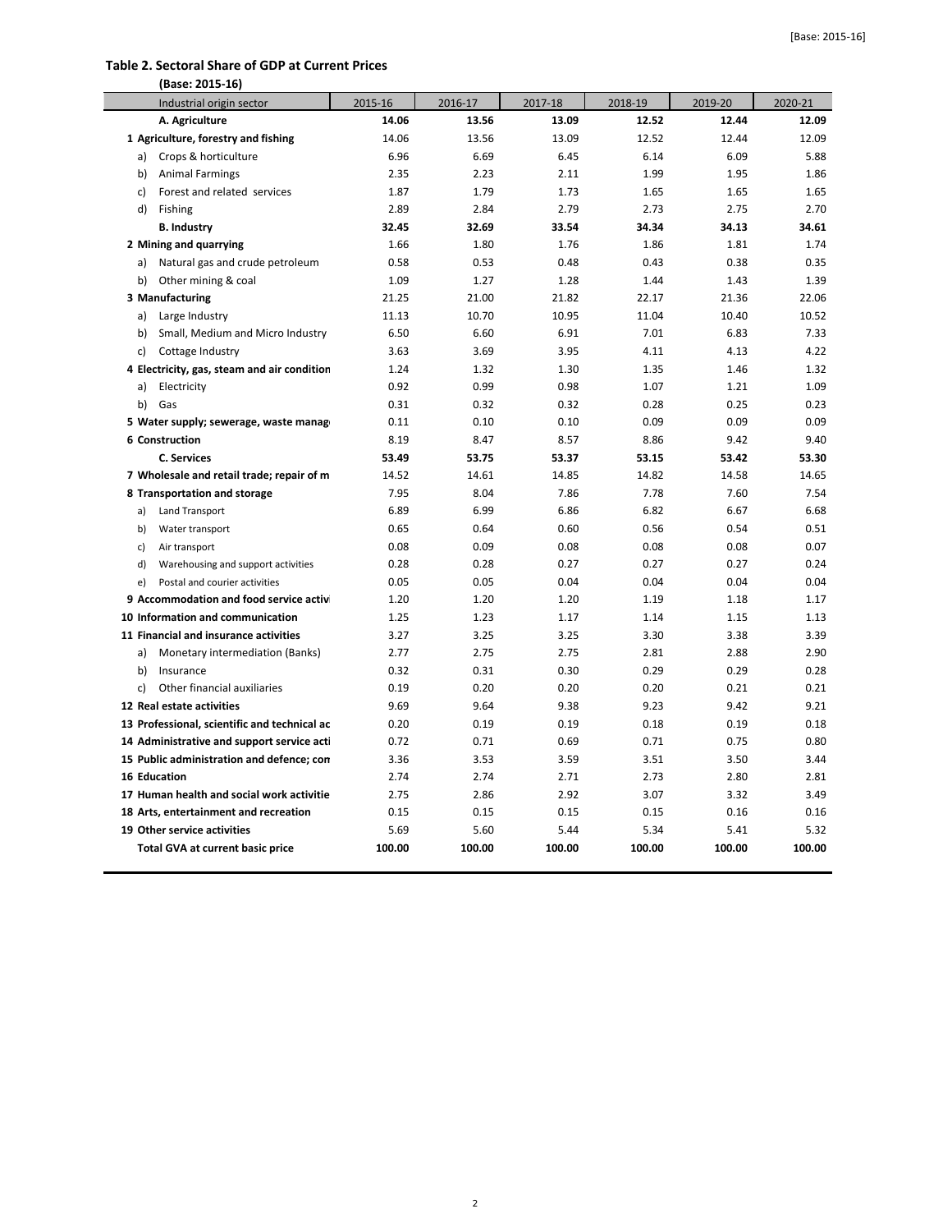## Table 2. Sectoral Share of GDP at Current Prices

(Base: 2015-16)

| Industrial origin sector | 2015-16 | 2016-17 | 2017-18 | 2018-19 | 2019-20 | 2020-21 |
|---|---|---|---|---|---|---|
| **A. Agriculture** | **14.06** | **13.56** | **13.09** | **12.52** | **12.44** | **12.09** |
| **1 Agriculture, forestry and fishing** | 14.06 | 13.56 | 13.09 | 12.52 | 12.44 | 12.09 |
| a) Crops & horticulture | 6.96 | 6.69 | 6.45 | 6.14 | 6.09 | 5.88 |
| b) Animal Farmings | 2.35 | 2.23 | 2.11 | 1.99 | 1.95 | 1.86 |
| c) Forest and related services | 1.87 | 1.79 | 1.73 | 1.65 | 1.65 | 1.65 |
| d) Fishing | 2.89 | 2.84 | 2.79 | 2.73 | 2.75 | 2.70 |
| **B. Industry** | **32.45** | **32.69** | **33.54** | **34.34** | **34.13** | **34.61** |
| **2 Mining and quarrying** | 1.66 | 1.80 | 1.76 | 1.86 | 1.81 | 1.74 |
| a) Natural gas and crude petroleum | 0.58 | 0.53 | 0.48 | 0.43 | 0.38 | 0.35 |
| b) Other mining & coal | 1.09 | 1.27 | 1.28 | 1.44 | 1.43 | 1.39 |
| **3 Manufacturing** | 21.25 | 21.00 | 21.82 | 22.17 | 21.36 | 22.06 |
| a) Large Industry | 11.13 | 10.70 | 10.95 | 11.04 | 10.40 | 10.52 |
| b) Small, Medium and Micro Industry | 6.50 | 6.60 | 6.91 | 7.01 | 6.83 | 7.33 |
| c) Cottage Industry | 3.63 | 3.69 | 3.95 | 4.11 | 4.13 | 4.22 |
| **4 Electricity, gas, steam and air condition** | 1.24 | 1.32 | 1.30 | 1.35 | 1.46 | 1.32 |
| a) Electricity | 0.92 | 0.99 | 0.98 | 1.07 | 1.21 | 1.09 |
| b) Gas | 0.31 | 0.32 | 0.32 | 0.28 | 0.25 | 0.23 |
| **5 Water supply; sewerage, waste manag** | 0.11 | 0.10 | 0.10 | 0.09 | 0.09 | 0.09 |
| **6 Construction** | 8.19 | 8.47 | 8.57 | 8.86 | 9.42 | 9.40 |
| **C. Services** | **53.49** | **53.75** | **53.37** | **53.15** | **53.42** | **53.30** |
| **7 Wholesale and retail trade; repair of m** | 14.52 | 14.61 | 14.85 | 14.82 | 14.58 | 14.65 |
| **8 Transportation and storage** | 7.95 | 8.04 | 7.86 | 7.78 | 7.60 | 7.54 |
| a) Land Transport | 6.89 | 6.99 | 6.86 | 6.82 | 6.67 | 6.68 |
| b) Water transport | 0.65 | 0.64 | 0.60 | 0.56 | 0.54 | 0.51 |
| c) Air transport | 0.08 | 0.09 | 0.08 | 0.08 | 0.08 | 0.07 |
| d) Warehousing and support activities | 0.28 | 0.28 | 0.27 | 0.27 | 0.27 | 0.24 |
| e) Postal and courier activities | 0.05 | 0.05 | 0.04 | 0.04 | 0.04 | 0.04 |
| **9 Accommodation and food service activ** | 1.20 | 1.20 | 1.20 | 1.19 | 1.18 | 1.17 |
| **10 Information and communication** | 1.25 | 1.23 | 1.17 | 1.14 | 1.15 | 1.13 |
| **11 Financial and insurance activities** | 3.27 | 3.25 | 3.25 | 3.30 | 3.38 | 3.39 |
| a) Monetary intermediation (Banks) | 2.77 | 2.75 | 2.75 | 2.81 | 2.88 | 2.90 |
| b) Insurance | 0.32 | 0.31 | 0.30 | 0.29 | 0.29 | 0.28 |
| c) Other financial auxiliaries | 0.19 | 0.20 | 0.20 | 0.20 | 0.21 | 0.21 |
| **12 Real estate activities** | 9.69 | 9.64 | 9.38 | 9.23 | 9.42 | 9.21 |
| **13 Professional, scientific and technical ac** | 0.20 | 0.19 | 0.19 | 0.18 | 0.19 | 0.18 |
| **14 Administrative and support service acti** | 0.72 | 0.71 | 0.69 | 0.71 | 0.75 | 0.80 |
| **15 Public administration and defence; con** | 3.36 | 3.53 | 3.59 | 3.51 | 3.50 | 3.44 |
| **16 Education** | 2.74 | 2.74 | 2.71 | 2.73 | 2.80 | 2.81 |
| **17 Human health and social work activitie** | 2.75 | 2.86 | 2.92 | 3.07 | 3.32 | 3.49 |
| **18 Arts, entertainment and recreation** | 0.15 | 0.15 | 0.15 | 0.15 | 0.16 | 0.16 |
| **19 Other service activities** | 5.69 | 5.60 | 5.44 | 5.34 | 5.41 | 5.32 |
| **Total GVA at current basic price** | **100.00** | **100.00** | **100.00** | **100.00** | **100.00** | **100.00** |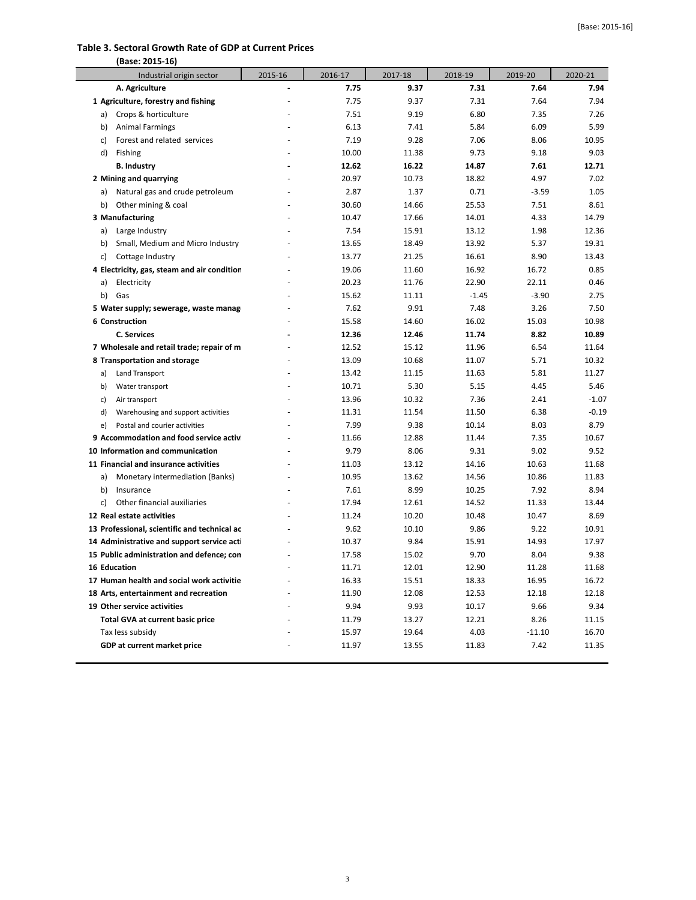## Table 3. Sectoral Growth Rate of GDP at Current Prices

(Base: 2015-16)

| Industrial origin sector | 2015-16 | 2016-17 | 2017-18 | 2018-19 | 2019-20 | 2020-21 |
|---|---|---|---|---|---|---|
| **A. Agriculture** | **-** | **7.75** | **9.37** | **7.31** | **7.64** | **7.94** |
| **1 Agriculture, forestry and fishing** | - | 7.75 | 9.37 | 7.31 | 7.64 | 7.94 |
| a) Crops & horticulture | - | 7.51 | 9.19 | 6.80 | 7.35 | 7.26 |
| b) Animal Farmings | - | 6.13 | 7.41 | 5.84 | 6.09 | 5.99 |
| c) Forest and related services | - | 7.19 | 9.28 | 7.06 | 8.06 | 10.95 |
| d) Fishing | - | 10.00 | 11.38 | 9.73 | 9.18 | 9.03 |
| **B. Industry** | **-** | **12.62** | **16.22** | **14.87** | **7.61** | **12.71** |
| **2 Mining and quarrying** | - | 20.97 | 10.73 | 18.82 | 4.97 | 7.02 |
| a) Natural gas and crude petroleum | - | 2.87 | 1.37 | 0.71 | -3.59 | 1.05 |
| b) Other mining & coal | - | 30.60 | 14.66 | 25.53 | 7.51 | 8.61 |
| **3 Manufacturing** | - | 10.47 | 17.66 | 14.01 | 4.33 | 14.79 |
| a) Large Industry | - | 7.54 | 15.91 | 13.12 | 1.98 | 12.36 |
| b) Small, Medium and Micro Industry | - | 13.65 | 18.49 | 13.92 | 5.37 | 19.31 |
| c) Cottage Industry | - | 13.77 | 21.25 | 16.61 | 8.90 | 13.43 |
| **4 Electricity, gas, steam and air condition** | - | 19.06 | 11.60 | 16.92 | 16.72 | 0.85 |
| a) Electricity | - | 20.23 | 11.76 | 22.90 | 22.11 | 0.46 |
| b) Gas | - | 15.62 | 11.11 | -1.45 | -3.90 | 2.75 |
| **5 Water supply; sewerage, waste manag** | - | 7.62 | 9.91 | 7.48 | 3.26 | 7.50 |
| **6 Construction** | - | 15.58 | 14.60 | 16.02 | 15.03 | 10.98 |
| **C. Services** | **-** | **12.36** | **12.46** | **11.74** | **8.82** | **10.89** |
| **7 Wholesale and retail trade; repair of m** | - | 12.52 | 15.12 | 11.96 | 6.54 | 11.64 |
| **8 Transportation and storage** | - | 13.09 | 10.68 | 11.07 | 5.71 | 10.32 |
| a) Land Transport | - | 13.42 | 11.15 | 11.63 | 5.81 | 11.27 |
| b) Water transport | - | 10.71 | 5.30 | 5.15 | 4.45 | 5.46 |
| c) Air transport | - | 13.96 | 10.32 | 7.36 | 2.41 | -1.07 |
| d) Warehousing and support activities | - | 11.31 | 11.54 | 11.50 | 6.38 | -0.19 |
| e) Postal and courier activities | - | 7.99 | 9.38 | 10.14 | 8.03 | 8.79 |
| **9 Accommodation and food service activ** | - | 11.66 | 12.88 | 11.44 | 7.35 | 10.67 |
| **10 Information and communication** | - | 9.79 | 8.06 | 9.31 | 9.02 | 9.52 |
| **11 Financial and insurance activities** | - | 11.03 | 13.12 | 14.16 | 10.63 | 11.68 |
| a) Monetary intermediation (Banks) | - | 10.95 | 13.62 | 14.56 | 10.86 | 11.83 |
| b) Insurance | - | 7.61 | 8.99 | 10.25 | 7.92 | 8.94 |
| c) Other financial auxiliaries | - | 17.94 | 12.61 | 14.52 | 11.33 | 13.44 |
| **12 Real estate activities** | - | 11.24 | 10.20 | 10.48 | 10.47 | 8.69 |
| **13 Professional, scientific and technical ac** | - | 9.62 | 10.10 | 9.86 | 9.22 | 10.91 |
| **14 Administrative and support service acti** | - | 10.37 | 9.84 | 15.91 | 14.93 | 17.97 |
| **15 Public administration and defence; con** | - | 17.58 | 15.02 | 9.70 | 8.04 | 9.38 |
| **16 Education** | - | 11.71 | 12.01 | 12.90 | 11.28 | 11.68 |
| **17 Human health and social work activitie** | - | 16.33 | 15.51 | 18.33 | 16.95 | 16.72 |
| **18 Arts, entertainment and recreation** | - | 11.90 | 12.08 | 12.53 | 12.18 | 12.18 |
| **19 Other service activities** | - | 9.94 | 9.93 | 10.17 | 9.66 | 9.34 |
| **Total GVA at current basic price** | - | 11.79 | 13.27 | 12.21 | 8.26 | 11.15 |
| Tax less subsidy | - | 15.97 | 19.64 | 4.03 | -11.10 | 16.70 |
| **GDP at current market price** | - | 11.97 | 13.55 | 11.83 | 7.42 | 11.35 |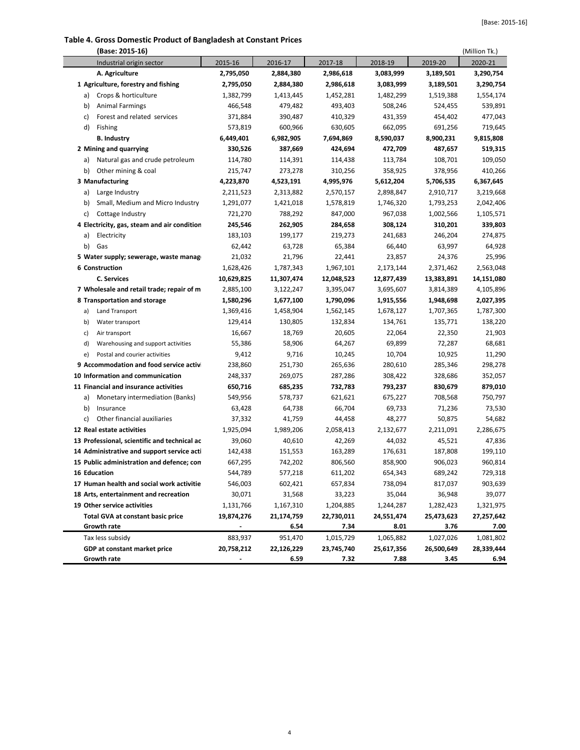## Table 4. Gross Domestic Product of Bangladesh at Constant Prices

**(Base: 2015-16)** (Million Tk.)

| Industrial origin sector | 2015-16 | 2016-17 | 2017-18 | 2018-19 | 2019-20 | 2020-21 |
|---|---|---|---|---|---|---|
| **A. Agriculture** | **2,795,050** | **2,884,380** | **2,986,618** | **3,083,999** | **3,189,501** | **3,290,754** |
| **1 Agriculture, forestry and fishing** | **2,795,050** | **2,884,380** | **2,986,618** | **3,083,999** | **3,189,501** | **3,290,754** |
| a) Crops & horticulture | 1,382,799 | 1,413,445 | 1,452,281 | 1,482,299 | 1,519,388 | 1,554,174 |
| b) Animal Farmings | 466,548 | 479,482 | 493,403 | 508,246 | 524,455 | 539,891 |
| c) Forest and related services | 371,884 | 390,487 | 410,329 | 431,359 | 454,402 | 477,043 |
| d) Fishing | 573,819 | 600,966 | 630,605 | 662,095 | 691,256 | 719,645 |
| **B. Industry** | **6,449,401** | **6,982,905** | **7,694,869** | **8,590,037** | **8,900,231** | **9,815,808** |
| **2 Mining and quarrying** | **330,526** | **387,669** | **424,694** | **472,709** | **487,657** | **519,315** |
| a) Natural gas and crude petroleum | 114,780 | 114,391 | 114,438 | 113,784 | 108,701 | 109,050 |
| b) Other mining & coal | 215,747 | 273,278 | 310,256 | 358,925 | 378,956 | 410,266 |
| **3 Manufacturing** | **4,223,870** | **4,523,191** | **4,995,976** | **5,612,204** | **5,706,535** | **6,367,645** |
| a) Large Industry | 2,211,523 | 2,313,882 | 2,570,157 | 2,898,847 | 2,910,717 | 3,219,668 |
| b) Small, Medium and Micro Industry | 1,291,077 | 1,421,018 | 1,578,819 | 1,746,320 | 1,793,253 | 2,042,406 |
| c) Cottage Industry | 721,270 | 788,292 | 847,000 | 967,038 | 1,002,566 | 1,105,571 |
| **4 Electricity, gas, steam and air condition** | **245,546** | **262,905** | **284,658** | **308,124** | **310,201** | **339,803** |
| a) Electricity | 183,103 | 199,177 | 219,273 | 241,683 | 246,204 | 274,875 |
| b) Gas | 62,442 | 63,728 | 65,384 | 66,440 | 63,997 | 64,928 |
| **5 Water supply; sewerage, waste manag** | 21,032 | 21,796 | 22,441 | 23,857 | 24,376 | 25,996 |
| **6 Construction** | 1,628,426 | 1,787,343 | 1,967,101 | 2,173,144 | 2,371,462 | 2,563,048 |
| **C. Services** | **10,629,825** | **11,307,474** | **12,048,523** | **12,877,439** | **13,383,891** | **14,151,080** |
| **7 Wholesale and retail trade; repair of m** | 2,885,100 | 3,122,247 | 3,395,047 | 3,695,607 | 3,814,389 | 4,105,896 |
| **8 Transportation and storage** | **1,580,296** | **1,677,100** | **1,790,096** | **1,915,556** | **1,948,698** | **2,027,395** |
| a) Land Transport | 1,369,416 | 1,458,904 | 1,562,145 | 1,678,127 | 1,707,365 | 1,787,300 |
| b) Water transport | 129,414 | 130,805 | 132,834 | 134,761 | 135,771 | 138,220 |
| c) Air transport | 16,667 | 18,769 | 20,605 | 22,064 | 22,350 | 21,903 |
| d) Warehousing and support activities | 55,386 | 58,906 | 64,267 | 69,899 | 72,287 | 68,681 |
| e) Postal and courier activities | 9,412 | 9,716 | 10,245 | 10,704 | 10,925 | 11,290 |
| **9 Accommodation and food service activi** | 238,860 | 251,730 | 265,636 | 280,610 | 285,346 | 298,278 |
| **10 Information and communication** | 248,337 | 269,075 | 287,286 | 308,422 | 328,686 | 352,057 |
| **11 Financial and insurance activities** | **650,716** | **685,235** | **732,783** | **793,237** | **830,679** | **879,010** |
| a) Monetary intermediation (Banks) | 549,956 | 578,737 | 621,621 | 675,227 | 708,568 | 750,797 |
| b) Insurance | 63,428 | 64,738 | 66,704 | 69,733 | 71,236 | 73,530 |
| c) Other financial auxiliaries | 37,332 | 41,759 | 44,458 | 48,277 | 50,875 | 54,682 |
| **12 Real estate activities** | 1,925,094 | 1,989,206 | 2,058,413 | 2,132,677 | 2,211,091 | 2,286,675 |
| **13 Professional, scientific and technical ac** | 39,060 | 40,610 | 42,269 | 44,032 | 45,521 | 47,836 |
| **14 Administrative and support service acti** | 142,438 | 151,553 | 163,289 | 176,631 | 187,808 | 199,110 |
| **15 Public administration and defence; con** | 667,295 | 742,202 | 806,560 | 858,900 | 906,023 | 960,814 |
| **16 Education** | 544,789 | 577,218 | 611,202 | 654,343 | 689,242 | 729,318 |
| **17 Human health and social work activitie** | 546,003 | 602,421 | 657,834 | 738,094 | 817,037 | 903,639 |
| **18 Arts, entertainment and recreation** | 30,071 | 31,568 | 33,223 | 35,044 | 36,948 | 39,077 |
| **19 Other service activities** | 1,131,766 | 1,167,310 | 1,204,885 | 1,244,287 | 1,282,423 | 1,321,975 |
| **Total GVA at constant basic price** | **19,874,276** | **21,174,759** | **22,730,011** | **24,551,474** | **25,473,623** | **27,257,642** |
| **Growth rate** | **-** | **6.54** | **7.34** | **8.01** | **3.76** | **7.00** |
| Tax less subsidy | 883,937 | 951,470 | 1,015,729 | 1,065,882 | 1,027,026 | 1,081,802 |
| **GDP at constant market price** | **20,758,212** | **22,126,229** | **23,745,740** | **25,617,356** | **26,500,649** | **28,339,444** |
| **Growth rate** | **-** | **6.59** | **7.32** | **7.88** | **3.45** | **6.94** |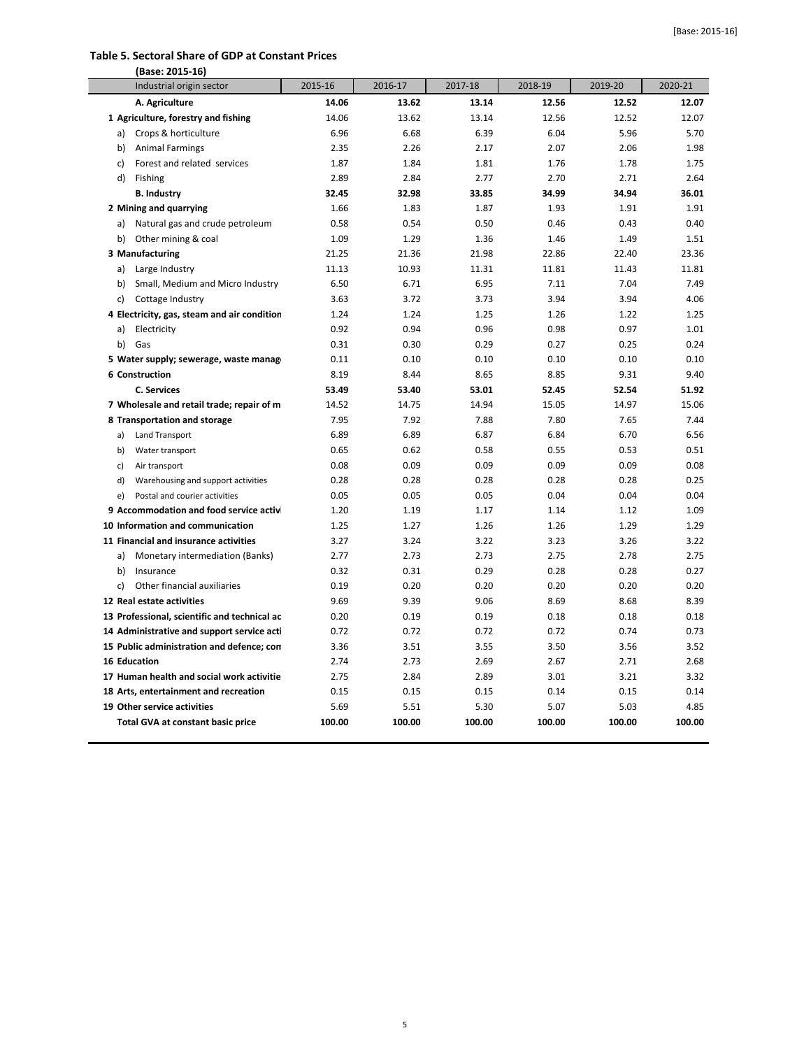## Table 5. Sectoral Share of GDP at Constant Prices

**(Base: 2015-16)**

| Industrial origin sector | 2015-16 | 2016-17 | 2017-18 | 2018-19 | 2019-20 | 2020-21 |
|---|---|---|---|---|---|---|
| **A. Agriculture** | **14.06** | **13.62** | **13.14** | **12.56** | **12.52** | **12.07** |
| **1 Agriculture, forestry and fishing** | 14.06 | 13.62 | 13.14 | 12.56 | 12.52 | 12.07 |
| a) Crops & horticulture | 6.96 | 6.68 | 6.39 | 6.04 | 5.96 | 5.70 |
| b) Animal Farmings | 2.35 | 2.26 | 2.17 | 2.07 | 2.06 | 1.98 |
| c) Forest and related services | 1.87 | 1.84 | 1.81 | 1.76 | 1.78 | 1.75 |
| d) Fishing | 2.89 | 2.84 | 2.77 | 2.70 | 2.71 | 2.64 |
| **B. Industry** | **32.45** | **32.98** | **33.85** | **34.99** | **34.94** | **36.01** |
| **2 Mining and quarrying** | 1.66 | 1.83 | 1.87 | 1.93 | 1.91 | 1.91 |
| a) Natural gas and crude petroleum | 0.58 | 0.54 | 0.50 | 0.46 | 0.43 | 0.40 |
| b) Other mining & coal | 1.09 | 1.29 | 1.36 | 1.46 | 1.49 | 1.51 |
| **3 Manufacturing** | 21.25 | 21.36 | 21.98 | 22.86 | 22.40 | 23.36 |
| a) Large Industry | 11.13 | 10.93 | 11.31 | 11.81 | 11.43 | 11.81 |
| b) Small, Medium and Micro Industry | 6.50 | 6.71 | 6.95 | 7.11 | 7.04 | 7.49 |
| c) Cottage Industry | 3.63 | 3.72 | 3.73 | 3.94 | 3.94 | 4.06 |
| **4 Electricity, gas, steam and air condition** | 1.24 | 1.24 | 1.25 | 1.26 | 1.22 | 1.25 |
| a) Electricity | 0.92 | 0.94 | 0.96 | 0.98 | 0.97 | 1.01 |
| b) Gas | 0.31 | 0.30 | 0.29 | 0.27 | 0.25 | 0.24 |
| **5 Water supply; sewerage, waste manag** | 0.11 | 0.10 | 0.10 | 0.10 | 0.10 | 0.10 |
| **6 Construction** | 8.19 | 8.44 | 8.65 | 8.85 | 9.31 | 9.40 |
| **C. Services** | **53.49** | **53.40** | **53.01** | **52.45** | **52.54** | **51.92** |
| **7 Wholesale and retail trade; repair of m** | 14.52 | 14.75 | 14.94 | 15.05 | 14.97 | 15.06 |
| **8 Transportation and storage** | 7.95 | 7.92 | 7.88 | 7.80 | 7.65 | 7.44 |
| a) Land Transport | 6.89 | 6.89 | 6.87 | 6.84 | 6.70 | 6.56 |
| b) Water transport | 0.65 | 0.62 | 0.58 | 0.55 | 0.53 | 0.51 |
| c) Air transport | 0.08 | 0.09 | 0.09 | 0.09 | 0.09 | 0.08 |
| d) Warehousing and support activities | 0.28 | 0.28 | 0.28 | 0.28 | 0.28 | 0.25 |
| e) Postal and courier activities | 0.05 | 0.05 | 0.05 | 0.04 | 0.04 | 0.04 |
| **9 Accommodation and food service activi** | 1.20 | 1.19 | 1.17 | 1.14 | 1.12 | 1.09 |
| **10 Information and communication** | 1.25 | 1.27 | 1.26 | 1.26 | 1.29 | 1.29 |
| **11 Financial and insurance activities** | 3.27 | 3.24 | 3.22 | 3.23 | 3.26 | 3.22 |
| a) Monetary intermediation (Banks) | 2.77 | 2.73 | 2.73 | 2.75 | 2.78 | 2.75 |
| b) Insurance | 0.32 | 0.31 | 0.29 | 0.28 | 0.28 | 0.27 |
| c) Other financial auxiliaries | 0.19 | 0.20 | 0.20 | 0.20 | 0.20 | 0.20 |
| **12 Real estate activities** | 9.69 | 9.39 | 9.06 | 8.69 | 8.68 | 8.39 |
| **13 Professional, scientific and technical ac** | 0.20 | 0.19 | 0.19 | 0.18 | 0.18 | 0.18 |
| **14 Administrative and support service acti** | 0.72 | 0.72 | 0.72 | 0.72 | 0.74 | 0.73 |
| **15 Public administration and defence; con** | 3.36 | 3.51 | 3.55 | 3.50 | 3.56 | 3.52 |
| **16 Education** | 2.74 | 2.73 | 2.69 | 2.67 | 2.71 | 2.68 |
| **17 Human health and social work activitie** | 2.75 | 2.84 | 2.89 | 3.01 | 3.21 | 3.32 |
| **18 Arts, entertainment and recreation** | 0.15 | 0.15 | 0.15 | 0.14 | 0.15 | 0.14 |
| **19 Other service activities** | 5.69 | 5.51 | 5.30 | 5.07 | 5.03 | 4.85 |
| **Total GVA at constant basic price** | **100.00** | **100.00** | **100.00** | **100.00** | **100.00** | **100.00** |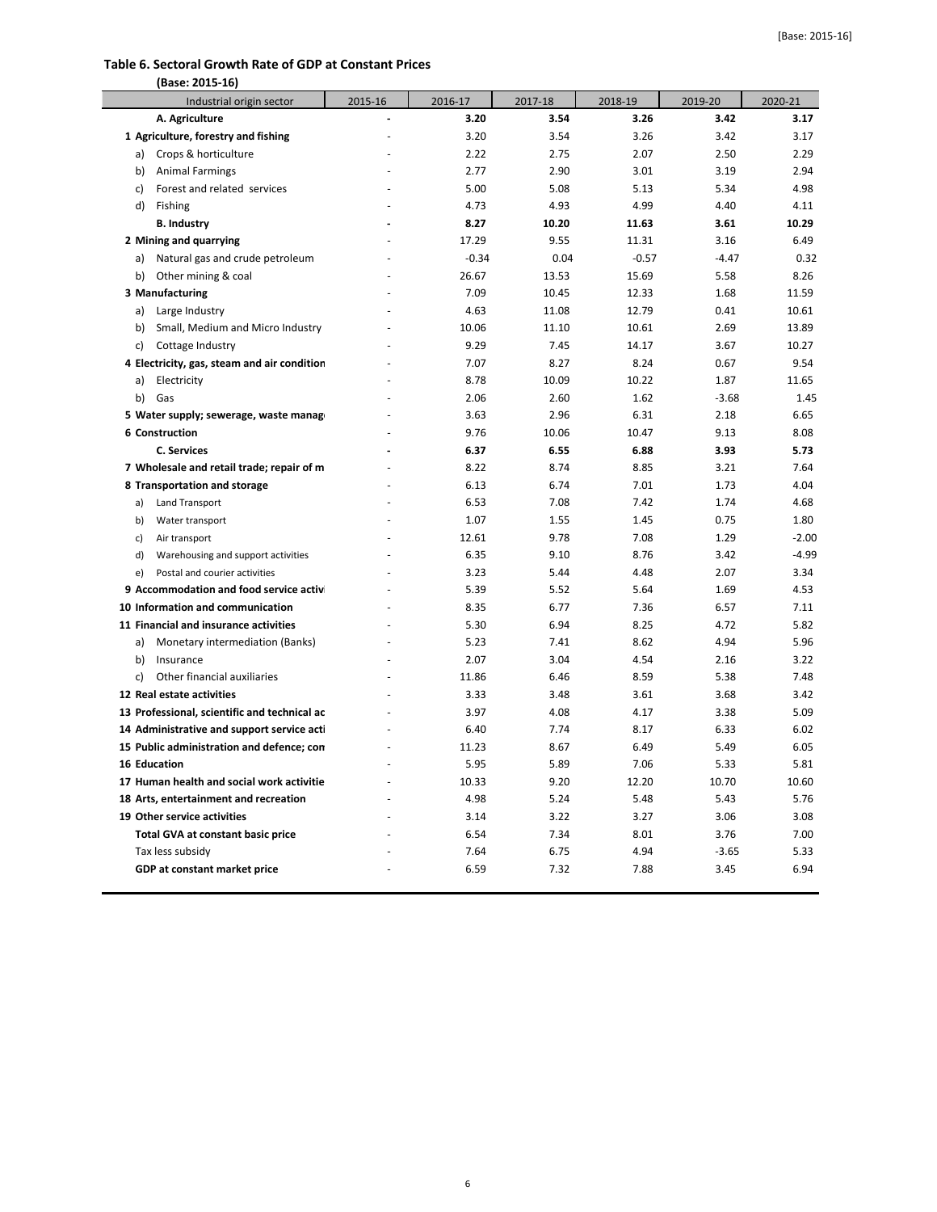## Table 6. Sectoral Growth Rate of GDP at Constant Prices

**(Base: 2015-16)**

| Industrial origin sector | 2015-16 | 2016-17 | 2017-18 | 2018-19 | 2019-20 | 2020-21 |
|---|---|---|---|---|---|---|
| **A. Agriculture** | **-** | **3.20** | **3.54** | **3.26** | **3.42** | **3.17** |
| **1 Agriculture, forestry and fishing** | - | 3.20 | 3.54 | 3.26 | 3.42 | 3.17 |
| a) Crops & horticulture | - | 2.22 | 2.75 | 2.07 | 2.50 | 2.29 |
| b) Animal Farmings | - | 2.77 | 2.90 | 3.01 | 3.19 | 2.94 |
| c) Forest and related services | - | 5.00 | 5.08 | 5.13 | 5.34 | 4.98 |
| d) Fishing | - | 4.73 | 4.93 | 4.99 | 4.40 | 4.11 |
| **B. Industry** | **-** | **8.27** | **10.20** | **11.63** | **3.61** | **10.29** |
| **2 Mining and quarrying** | - | 17.29 | 9.55 | 11.31 | 3.16 | 6.49 |
| a) Natural gas and crude petroleum | - | -0.34 | 0.04 | -0.57 | -4.47 | 0.32 |
| b) Other mining & coal | - | 26.67 | 13.53 | 15.69 | 5.58 | 8.26 |
| **3 Manufacturing** | - | 7.09 | 10.45 | 12.33 | 1.68 | 11.59 |
| a) Large Industry | - | 4.63 | 11.08 | 12.79 | 0.41 | 10.61 |
| b) Small, Medium and Micro Industry | - | 10.06 | 11.10 | 10.61 | 2.69 | 13.89 |
| c) Cottage Industry | - | 9.29 | 7.45 | 14.17 | 3.67 | 10.27 |
| **4 Electricity, gas, steam and air condition** | - | 7.07 | 8.27 | 8.24 | 0.67 | 9.54 |
| a) Electricity | - | 8.78 | 10.09 | 10.22 | 1.87 | 11.65 |
| b) Gas | - | 2.06 | 2.60 | 1.62 | -3.68 | 1.45 |
| **5 Water supply; sewerage, waste manag** | - | 3.63 | 2.96 | 6.31 | 2.18 | 6.65 |
| **6 Construction** | - | 9.76 | 10.06 | 10.47 | 9.13 | 8.08 |
| **C. Services** | **-** | **6.37** | **6.55** | **6.88** | **3.93** | **5.73** |
| **7 Wholesale and retail trade; repair of m** | - | 8.22 | 8.74 | 8.85 | 3.21 | 7.64 |
| **8 Transportation and storage** | - | 6.13 | 6.74 | 7.01 | 1.73 | 4.04 |
| a) Land Transport | - | 6.53 | 7.08 | 7.42 | 1.74 | 4.68 |
| b) Water transport | - | 1.07 | 1.55 | 1.45 | 0.75 | 1.80 |
| c) Air transport | - | 12.61 | 9.78 | 7.08 | 1.29 | -2.00 |
| d) Warehousing and support activities | - | 6.35 | 9.10 | 8.76 | 3.42 | -4.99 |
| e) Postal and courier activities | - | 3.23 | 5.44 | 4.48 | 2.07 | 3.34 |
| **9 Accommodation and food service activi** | - | 5.39 | 5.52 | 5.64 | 1.69 | 4.53 |
| **10 Information and communication** | - | 8.35 | 6.77 | 7.36 | 6.57 | 7.11 |
| **11 Financial and insurance activities** | - | 5.30 | 6.94 | 8.25 | 4.72 | 5.82 |
| a) Monetary intermediation (Banks) | - | 5.23 | 7.41 | 8.62 | 4.94 | 5.96 |
| b) Insurance | - | 2.07 | 3.04 | 4.54 | 2.16 | 3.22 |
| c) Other financial auxiliaries | - | 11.86 | 6.46 | 8.59 | 5.38 | 7.48 |
| **12 Real estate activities** | - | 3.33 | 3.48 | 3.61 | 3.68 | 3.42 |
| **13 Professional, scientific and technical ac** | - | 3.97 | 4.08 | 4.17 | 3.38 | 5.09 |
| **14 Administrative and support service acti** | - | 6.40 | 7.74 | 8.17 | 6.33 | 6.02 |
| **15 Public administration and defence; con** | - | 11.23 | 8.67 | 6.49 | 5.49 | 6.05 |
| **16 Education** | - | 5.95 | 5.89 | 7.06 | 5.33 | 5.81 |
| **17 Human health and social work activitie** | - | 10.33 | 9.20 | 12.20 | 10.70 | 10.60 |
| **18 Arts, entertainment and recreation** | - | 4.98 | 5.24 | 5.48 | 5.43 | 5.76 |
| **19 Other service activities** | - | 3.14 | 3.22 | 3.27 | 3.06 | 3.08 |
| **Total GVA at constant basic price** | - | 6.54 | 7.34 | 8.01 | 3.76 | 7.00 |
| Tax less subsidy | - | 7.64 | 6.75 | 4.94 | -3.65 | 5.33 |
| **GDP at constant market price** | - | 6.59 | 7.32 | 7.88 | 3.45 | 6.94 |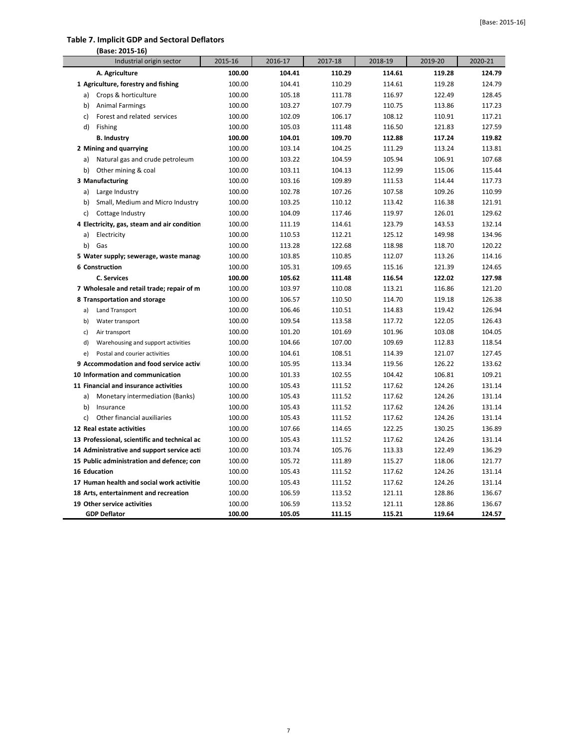### Table 7. Implicit GDP and Sectoral Deflators

**(Base: 2015-16)**

| Industrial origin sector | 2015-16 | 2016-17 | 2017-18 | 2018-19 | 2019-20 | 2020-21 |
|---|---|---|---|---|---|---|
| **A. Agriculture** | **100.00** | **104.41** | **110.29** | **114.61** | **119.28** | **124.79** |
| **1 Agriculture, forestry and fishing** | 100.00 | 104.41 | 110.29 | 114.61 | 119.28 | 124.79 |
| a) Crops & horticulture | 100.00 | 105.18 | 111.78 | 116.97 | 122.49 | 128.45 |
| b) Animal Farmings | 100.00 | 103.27 | 107.79 | 110.75 | 113.86 | 117.23 |
| c) Forest and related services | 100.00 | 102.09 | 106.17 | 108.12 | 110.91 | 117.21 |
| d) Fishing | 100.00 | 105.03 | 111.48 | 116.50 | 121.83 | 127.59 |
| **B. Industry** | **100.00** | **104.01** | **109.70** | **112.88** | **117.24** | **119.82** |
| **2 Mining and quarrying** | 100.00 | 103.14 | 104.25 | 111.29 | 113.24 | 113.81 |
| a) Natural gas and crude petroleum | 100.00 | 103.22 | 104.59 | 105.94 | 106.91 | 107.68 |
| b) Other mining & coal | 100.00 | 103.11 | 104.13 | 112.99 | 115.06 | 115.44 |
| **3 Manufacturing** | 100.00 | 103.16 | 109.89 | 111.53 | 114.44 | 117.73 |
| a) Large Industry | 100.00 | 102.78 | 107.26 | 107.58 | 109.26 | 110.99 |
| b) Small, Medium and Micro Industry | 100.00 | 103.25 | 110.12 | 113.42 | 116.38 | 121.91 |
| c) Cottage Industry | 100.00 | 104.09 | 117.46 | 119.97 | 126.01 | 129.62 |
| **4 Electricity, gas, steam and air condition** | 100.00 | 111.19 | 114.61 | 123.79 | 143.53 | 132.14 |
| a) Electricity | 100.00 | 110.53 | 112.21 | 125.12 | 149.98 | 134.96 |
| b) Gas | 100.00 | 113.28 | 122.68 | 118.98 | 118.70 | 120.22 |
| **5 Water supply; sewerage, waste manag** | 100.00 | 103.85 | 110.85 | 112.07 | 113.26 | 114.16 |
| **6 Construction** | 100.00 | 105.31 | 109.65 | 115.16 | 121.39 | 124.65 |
| **C. Services** | **100.00** | **105.62** | **111.48** | **116.54** | **122.02** | **127.98** |
| **7 Wholesale and retail trade; repair of m** | 100.00 | 103.97 | 110.08 | 113.21 | 116.86 | 121.20 |
| **8 Transportation and storage** | 100.00 | 106.57 | 110.50 | 114.70 | 119.18 | 126.38 |
| a) Land Transport | 100.00 | 106.46 | 110.51 | 114.83 | 119.42 | 126.94 |
| b) Water transport | 100.00 | 109.54 | 113.58 | 117.72 | 122.05 | 126.43 |
| c) Air transport | 100.00 | 101.20 | 101.69 | 101.96 | 103.08 | 104.05 |
| d) Warehousing and support activities | 100.00 | 104.66 | 107.00 | 109.69 | 112.83 | 118.54 |
| e) Postal and courier activities | 100.00 | 104.61 | 108.51 | 114.39 | 121.07 | 127.45 |
| **9 Accommodation and food service activi** | 100.00 | 105.95 | 113.34 | 119.56 | 126.22 | 133.62 |
| **10 Information and communication** | 100.00 | 101.33 | 102.55 | 104.42 | 106.81 | 109.21 |
| **11 Financial and insurance activities** | 100.00 | 105.43 | 111.52 | 117.62 | 124.26 | 131.14 |
| a) Monetary intermediation (Banks) | 100.00 | 105.43 | 111.52 | 117.62 | 124.26 | 131.14 |
| b) Insurance | 100.00 | 105.43 | 111.52 | 117.62 | 124.26 | 131.14 |
| c) Other financial auxiliaries | 100.00 | 105.43 | 111.52 | 117.62 | 124.26 | 131.14 |
| **12 Real estate activities** | 100.00 | 107.66 | 114.65 | 122.25 | 130.25 | 136.89 |
| **13 Professional, scientific and technical ac** | 100.00 | 105.43 | 111.52 | 117.62 | 124.26 | 131.14 |
| **14 Administrative and support service acti** | 100.00 | 103.74 | 105.76 | 113.33 | 122.49 | 136.29 |
| **15 Public administration and defence; con** | 100.00 | 105.72 | 111.89 | 115.27 | 118.06 | 121.77 |
| **16 Education** | 100.00 | 105.43 | 111.52 | 117.62 | 124.26 | 131.14 |
| **17 Human health and social work activitie** | 100.00 | 105.43 | 111.52 | 117.62 | 124.26 | 131.14 |
| **18 Arts, entertainment and recreation** | 100.00 | 106.59 | 113.52 | 121.11 | 128.86 | 136.67 |
| **19 Other service activities** | 100.00 | 106.59 | 113.52 | 121.11 | 128.86 | 136.67 |
| **GDP Deflator** | **100.00** | **105.05** | **111.15** | **115.21** | **119.64** | **124.57** |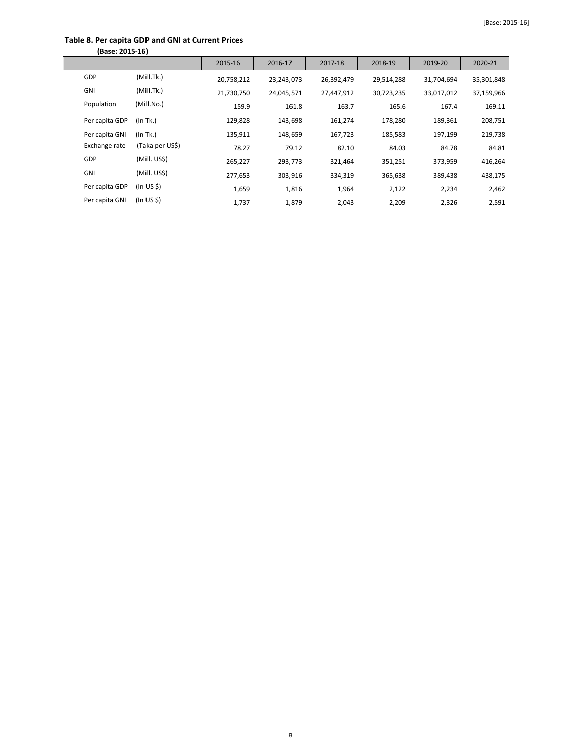**Table 8. Per capita GDP and GNI at Current Prices**

**(Base: 2015-16)**

| | | 2015-16 | 2016-17 | 2017-18 | 2018-19 | 2019-20 | 2020-21 |
|---|---|---|---|---|---|---|---|
| GDP | (Mill.Tk.) | 20,758,212 | 23,243,073 | 26,392,479 | 29,514,288 | 31,704,694 | 35,301,848 |
| GNI | (Mill.Tk.) | 21,730,750 | 24,045,571 | 27,447,912 | 30,723,235 | 33,017,012 | 37,159,966 |
| Population | (Mill.No.) | 159.9 | 161.8 | 163.7 | 165.6 | 167.4 | 169.11 |
| Per capita GDP | (In Tk.) | 129,828 | 143,698 | 161,274 | 178,280 | 189,361 | 208,751 |
| Per capita GNI | (In Tk.) | 135,911 | 148,659 | 167,723 | 185,583 | 197,199 | 219,738 |
| Exchange rate | (Taka per US$) | 78.27 | 79.12 | 82.10 | 84.03 | 84.78 | 84.81 |
| GDP | (Mill. US$) | 265,227 | 293,773 | 321,464 | 351,251 | 373,959 | 416,264 |
| GNI | (Mill. US$) | 277,653 | 303,916 | 334,319 | 365,638 | 389,438 | 438,175 |
| Per capita GDP | (In US $) | 1,659 | 1,816 | 1,964 | 2,122 | 2,234 | 2,462 |
| Per capita GNI | (In US $) | 1,737 | 1,879 | 2,043 | 2,209 | 2,326 | 2,591 |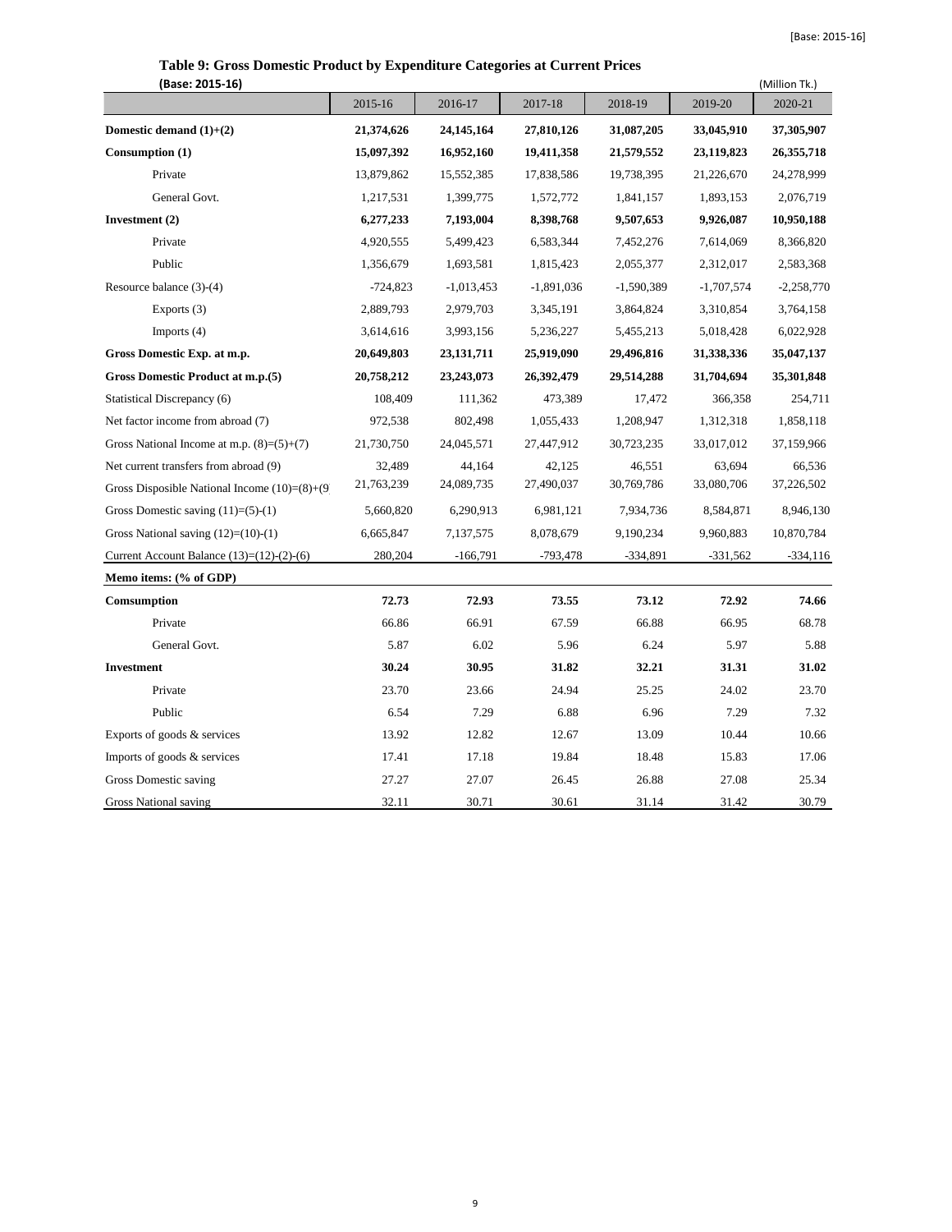## Table 9: Gross Domestic Product by Expenditure Categories at Current Prices

**(Base: 2015-16)** (Million Tk.)

| | 2015-16 | 2016-17 | 2017-18 | 2018-19 | 2019-20 | 2020-21 |
|---|---|---|---|---|---|---|
| **Domestic demand (1)+(2)** | **21,374,626** | **24,145,164** | **27,810,126** | **31,087,205** | **33,045,910** | **37,305,907** |
| **Consumption (1)** | **15,097,392** | **16,952,160** | **19,411,358** | **21,579,552** | **23,119,823** | **26,355,718** |
| Private | 13,879,862 | 15,552,385 | 17,838,586 | 19,738,395 | 21,226,670 | 24,278,999 |
| General Govt. | 1,217,531 | 1,399,775 | 1,572,772 | 1,841,157 | 1,893,153 | 2,076,719 |
| **Investment (2)** | **6,277,233** | **7,193,004** | **8,398,768** | **9,507,653** | **9,926,087** | **10,950,188** |
| Private | 4,920,555 | 5,499,423 | 6,583,344 | 7,452,276 | 7,614,069 | 8,366,820 |
| Public | 1,356,679 | 1,693,581 | 1,815,423 | 2,055,377 | 2,312,017 | 2,583,368 |
| Resource balance (3)-(4) | -724,823 | -1,013,453 | -1,891,036 | -1,590,389 | -1,707,574 | -2,258,770 |
| Exports (3) | 2,889,793 | 2,979,703 | 3,345,191 | 3,864,824 | 3,310,854 | 3,764,158 |
| Imports (4) | 3,614,616 | 3,993,156 | 5,236,227 | 5,455,213 | 5,018,428 | 6,022,928 |
| **Gross Domestic Exp. at m.p.** | **20,649,803** | **23,131,711** | **25,919,090** | **29,496,816** | **31,338,336** | **35,047,137** |
| **Gross Domestic Product at m.p.(5)** | **20,758,212** | **23,243,073** | **26,392,479** | **29,514,288** | **31,704,694** | **35,301,848** |
| Statistical Discrepancy (6) | 108,409 | 111,362 | 473,389 | 17,472 | 366,358 | 254,711 |
| Net factor income from abroad (7) | 972,538 | 802,498 | 1,055,433 | 1,208,947 | 1,312,318 | 1,858,118 |
| Gross National Income at m.p. (8)=(5)+(7) | 21,730,750 | 24,045,571 | 27,447,912 | 30,723,235 | 33,017,012 | 37,159,966 |
| Net current transfers from abroad (9) | 32,489 | 44,164 | 42,125 | 46,551 | 63,694 | 66,536 |
| Gross Disposible National Income (10)=(8)+(9 | 21,763,239 | 24,089,735 | 27,490,037 | 30,769,786 | 33,080,706 | 37,226,502 |
| Gross Domestic saving (11)=(5)-(1) | 5,660,820 | 6,290,913 | 6,981,121 | 7,934,736 | 8,584,871 | 8,946,130 |
| Gross National saving (12)=(10)-(1) | 6,665,847 | 7,137,575 | 8,078,679 | 9,190,234 | 9,960,883 | 10,870,784 |
| Current Account Balance (13)=(12)-(2)-(6) | 280,204 | -166,791 | -793,478 | -334,891 | -331,562 | -334,116 |
| **Memo items: (% of GDP)** | | | | | | |
| **Comsumption** | **72.73** | **72.93** | **73.55** | **73.12** | **72.92** | **74.66** |
| Private | 66.86 | 66.91 | 67.59 | 66.88 | 66.95 | 68.78 |
| General Govt. | 5.87 | 6.02 | 5.96 | 6.24 | 5.97 | 5.88 |
| **Investment** | **30.24** | **30.95** | **31.82** | **32.21** | **31.31** | **31.02** |
| Private | 23.70 | 23.66 | 24.94 | 25.25 | 24.02 | 23.70 |
| Public | 6.54 | 7.29 | 6.88 | 6.96 | 7.29 | 7.32 |
| Exports of goods & services | 13.92 | 12.82 | 12.67 | 13.09 | 10.44 | 10.66 |
| Imports of goods & services | 17.41 | 17.18 | 19.84 | 18.48 | 15.83 | 17.06 |
| Gross Domestic saving | 27.27 | 27.07 | 26.45 | 26.88 | 27.08 | 25.34 |
| Gross National saving | 32.11 | 30.71 | 30.61 | 31.14 | 31.42 | 30.79 |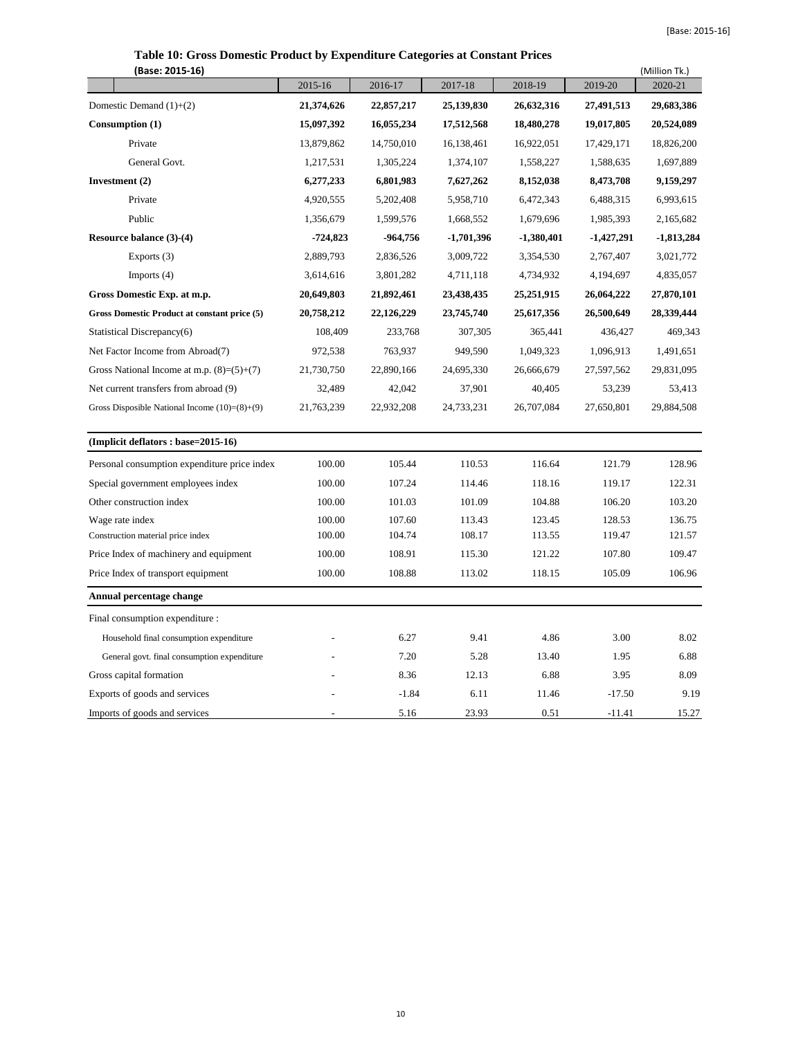## Table 10: Gross Domestic Product by Expenditure Categories at Constant Prices

(Base: 2015-16) (Million Tk.)

| | 2015-16 | 2016-17 | 2017-18 | 2018-19 | 2019-20 | 2020-21 |
|---|---|---|---|---|---|---|
| Domestic Demand (1)+(2) | **21,374,626** | **22,857,217** | **25,139,830** | **26,632,316** | **27,491,513** | **29,683,386** |
| **Consumption (1)** | **15,097,392** | **16,055,234** | **17,512,568** | **18,480,278** | **19,017,805** | **20,524,089** |
| Private | 13,879,862 | 14,750,010 | 16,138,461 | 16,922,051 | 17,429,171 | 18,826,200 |
| General Govt. | 1,217,531 | 1,305,224 | 1,374,107 | 1,558,227 | 1,588,635 | 1,697,889 |
| **Investment (2)** | **6,277,233** | **6,801,983** | **7,627,262** | **8,152,038** | **8,473,708** | **9,159,297** |
| Private | 4,920,555 | 5,202,408 | 5,958,710 | 6,472,343 | 6,488,315 | 6,993,615 |
| Public | 1,356,679 | 1,599,576 | 1,668,552 | 1,679,696 | 1,985,393 | 2,165,682 |
| **Resource balance (3)-(4)** | **-724,823** | **-964,756** | **-1,701,396** | **-1,380,401** | **-1,427,291** | **-1,813,284** |
| Exports (3) | 2,889,793 | 2,836,526 | 3,009,722 | 3,354,530 | 2,767,407 | 3,021,772 |
| Imports (4) | 3,614,616 | 3,801,282 | 4,711,118 | 4,734,932 | 4,194,697 | 4,835,057 |
| **Gross Domestic Exp. at m.p.** | **20,649,803** | **21,892,461** | **23,438,435** | **25,251,915** | **26,064,222** | **27,870,101** |
| **Gross Domestic Product at constant price (5)** | **20,758,212** | **22,126,229** | **23,745,740** | **25,617,356** | **26,500,649** | **28,339,444** |
| Statistical Discrepancy(6) | 108,409 | 233,768 | 307,305 | 365,441 | 436,427 | 469,343 |
| Net Factor Income from Abroad(7) | 972,538 | 763,937 | 949,590 | 1,049,323 | 1,096,913 | 1,491,651 |
| Gross National Income at m.p. (8)=(5)+(7) | 21,730,750 | 22,890,166 | 24,695,330 | 26,666,679 | 27,597,562 | 29,831,095 |
| Net current transfers from abroad (9) | 32,489 | 42,042 | 37,901 | 40,405 | 53,239 | 53,413 |
| Gross Disposible National Income (10)=(8)+(9) | 21,763,239 | 22,932,208 | 24,733,231 | 26,707,084 | 27,650,801 | 29,884,508 |
| **(Implicit deflators : base=2015-16)** | | | | | | |
| Personal consumption expenditure price index | 100.00 | 105.44 | 110.53 | 116.64 | 121.79 | 128.96 |
| Special government employees index | 100.00 | 107.24 | 114.46 | 118.16 | 119.17 | 122.31 |
| Other construction index | 100.00 | 101.03 | 101.09 | 104.88 | 106.20 | 103.20 |
| Wage rate index | 100.00 | 107.60 | 113.43 | 123.45 | 128.53 | 136.75 |
| Construction material price index | 100.00 | 104.74 | 108.17 | 113.55 | 119.47 | 121.57 |
| Price Index of machinery and equipment | 100.00 | 108.91 | 115.30 | 121.22 | 107.80 | 109.47 |
| Price Index of transport equipment | 100.00 | 108.88 | 113.02 | 118.15 | 105.09 | 106.96 |
| **Annual percentage change** | | | | | | |
| Final consumption expenditure : | | | | | | |
| Household final consumption expenditure | - | 6.27 | 9.41 | 4.86 | 3.00 | 8.02 |
| General govt. final consumption expenditure | - | 7.20 | 5.28 | 13.40 | 1.95 | 6.88 |
| Gross capital formation | - | 8.36 | 12.13 | 6.88 | 3.95 | 8.09 |
| Exports of goods and services | - | -1.84 | 6.11 | 11.46 | -17.50 | 9.19 |
| Imports of goods and services | - | 5.16 | 23.93 | 0.51 | -11.41 | 15.27 |